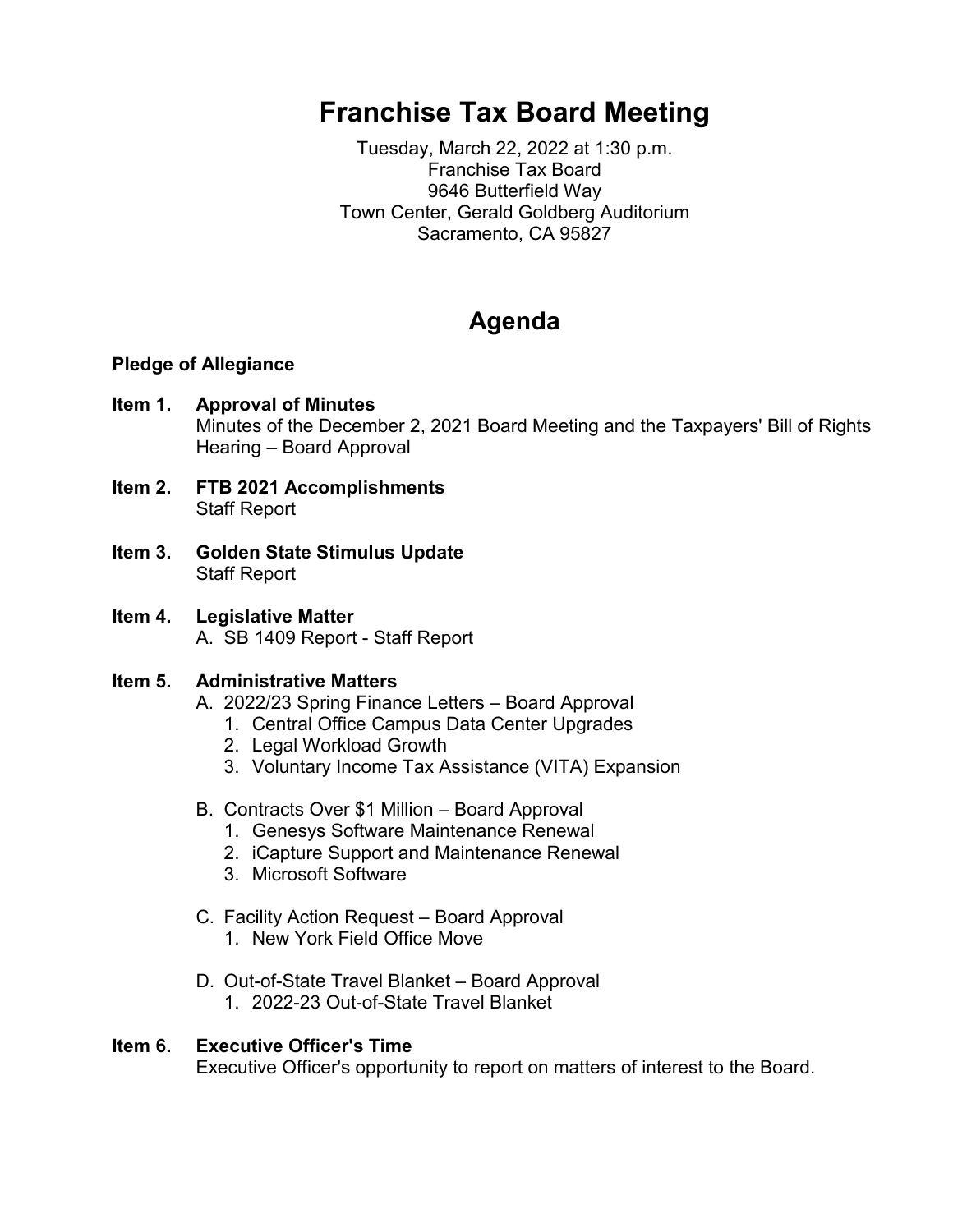# Franchise Tax Board Meeting

Tuesday, March 22, 2022 at 1:30 p.m.
Franchise Tax Board
9646 Butterfield Way
Town Center, Gerald Goldberg Auditorium
Sacramento, CA 95827

## Agenda

**Pledge of Allegiance**

**Item 1. Approval of Minutes**
Minutes of the December 2, 2021 Board Meeting and the Taxpayers' Bill of Rights Hearing – Board Approval

**Item 2. FTB 2021 Accomplishments**
Staff Report

**Item 3. Golden State Stimulus Update**
Staff Report

**Item 4. Legislative Matter**
A. SB 1409 Report - Staff Report

**Item 5. Administrative Matters**

A. 2022/23 Spring Finance Letters – Board Approval
   1. Central Office Campus Data Center Upgrades
   2. Legal Workload Growth
   3. Voluntary Income Tax Assistance (VITA) Expansion

B. Contracts Over $1 Million – Board Approval
   1. Genesys Software Maintenance Renewal
   2. iCapture Support and Maintenance Renewal
   3. Microsoft Software

C. Facility Action Request – Board Approval
   1. New York Field Office Move

D. Out-of-State Travel Blanket – Board Approval
   1. 2022-23 Out-of-State Travel Blanket

**Item 6. Executive Officer's Time**
Executive Officer's opportunity to report on matters of interest to the Board.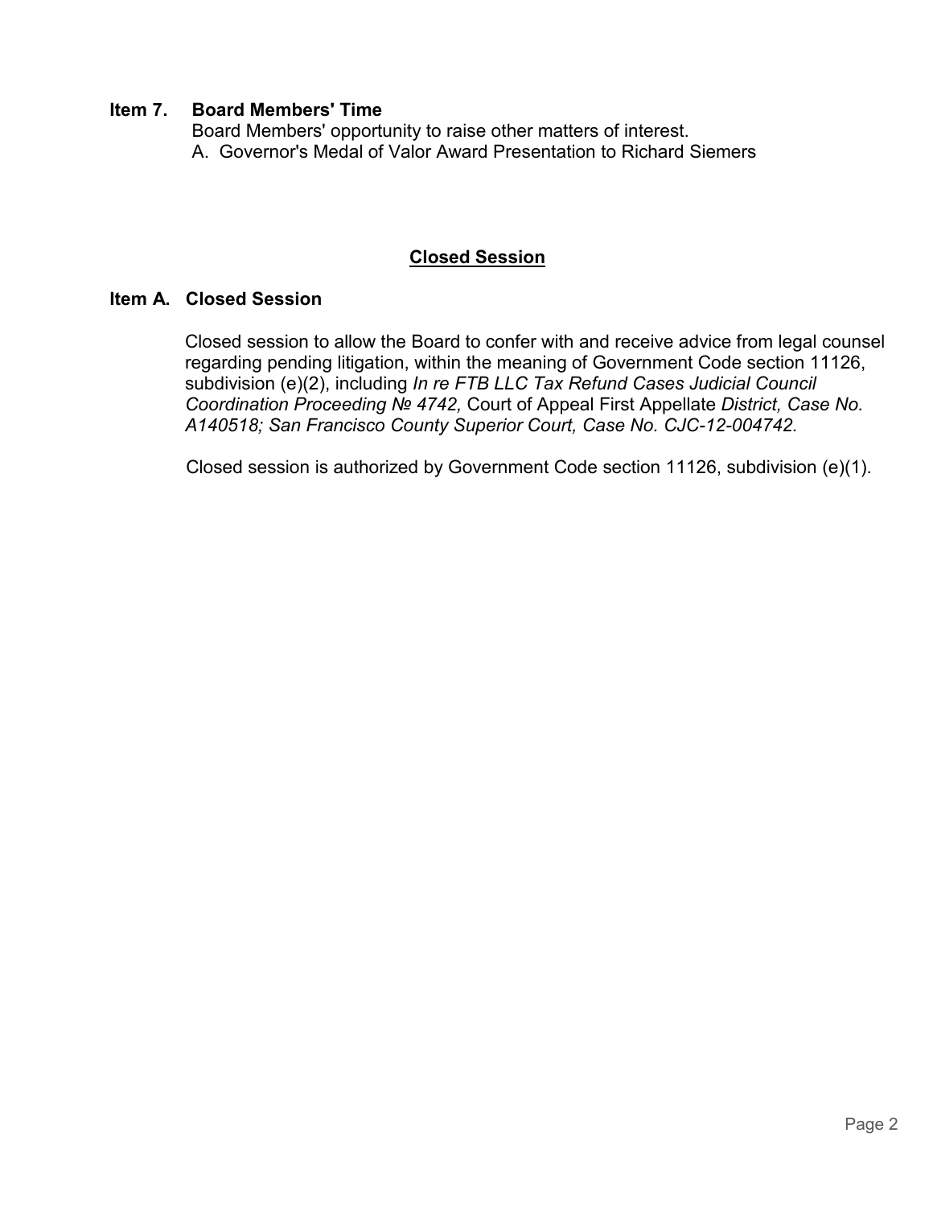**Item 7. Board Members' Time**

Board Members' opportunity to raise other matters of interest.

A. Governor's Medal of Valor Award Presentation to Richard Siemers

## Closed Session

**Item A. Closed Session**

Closed session to allow the Board to confer with and receive advice from legal counsel regarding pending litigation, within the meaning of Government Code section 11126, subdivision (e)(2), including *In re FTB LLC Tax Refund Cases Judicial Council Coordination Proceeding № 4742,* Court of Appeal First Appellate *District, Case No. A140518; San Francisco County Superior Court, Case No. CJC-12-004742.*

Closed session is authorized by Government Code section 11126, subdivision (e)(1).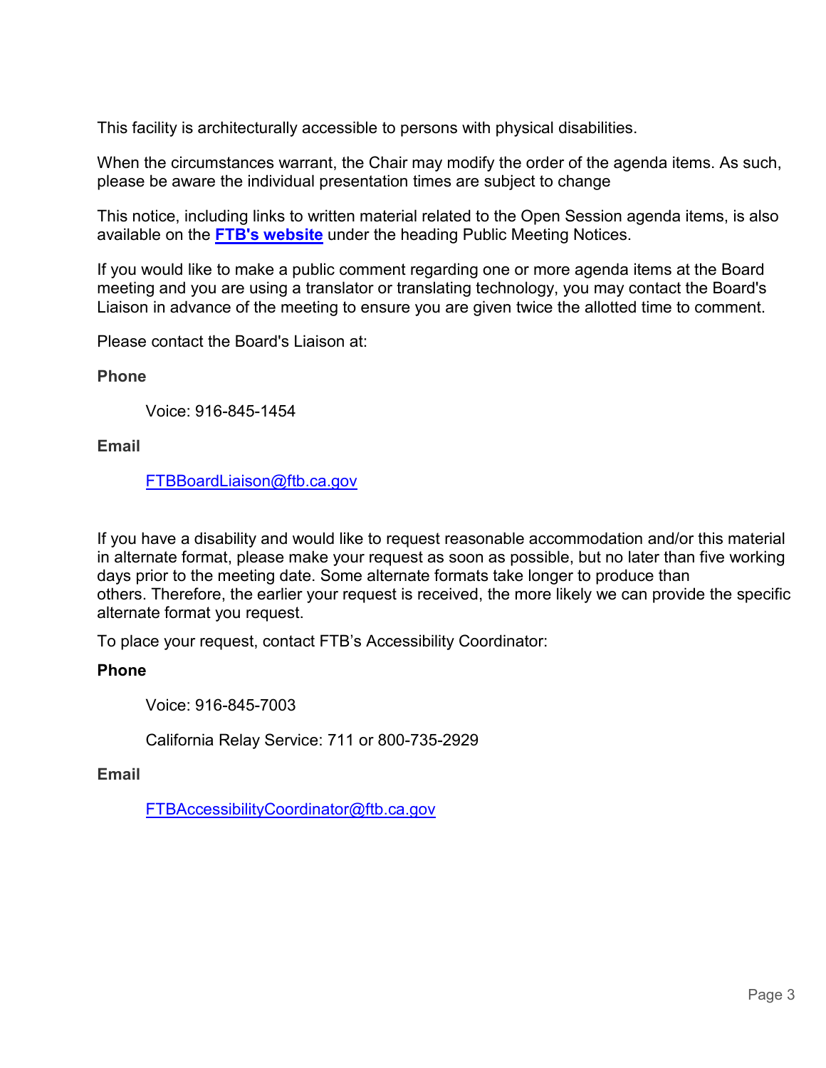This facility is architecturally accessible to persons with physical disabilities.

When the circumstances warrant, the Chair may modify the order of the agenda items. As such, please be aware the individual presentation times are subject to change

This notice, including links to written material related to the Open Session agenda items, is also available on the **FTB's website** under the heading Public Meeting Notices.

If you would like to make a public comment regarding one or more agenda items at the Board meeting and you are using a translator or translating technology, you may contact the Board's Liaison in advance of the meeting to ensure you are given twice the allotted time to comment.

Please contact the Board's Liaison at:

**Phone**

Voice: 916-845-1454

**Email**

FTBBoardLiaison@ftb.ca.gov

If you have a disability and would like to request reasonable accommodation and/or this material in alternate format, please make your request as soon as possible, but no later than five working days prior to the meeting date. Some alternate formats take longer to produce than others. Therefore, the earlier your request is received, the more likely we can provide the specific alternate format you request.

To place your request, contact FTB's Accessibility Coordinator:

**Phone**

Voice: 916-845-7003

California Relay Service: 711 or 800-735-2929

**Email**

FTBAccessibilityCoordinator@ftb.ca.gov